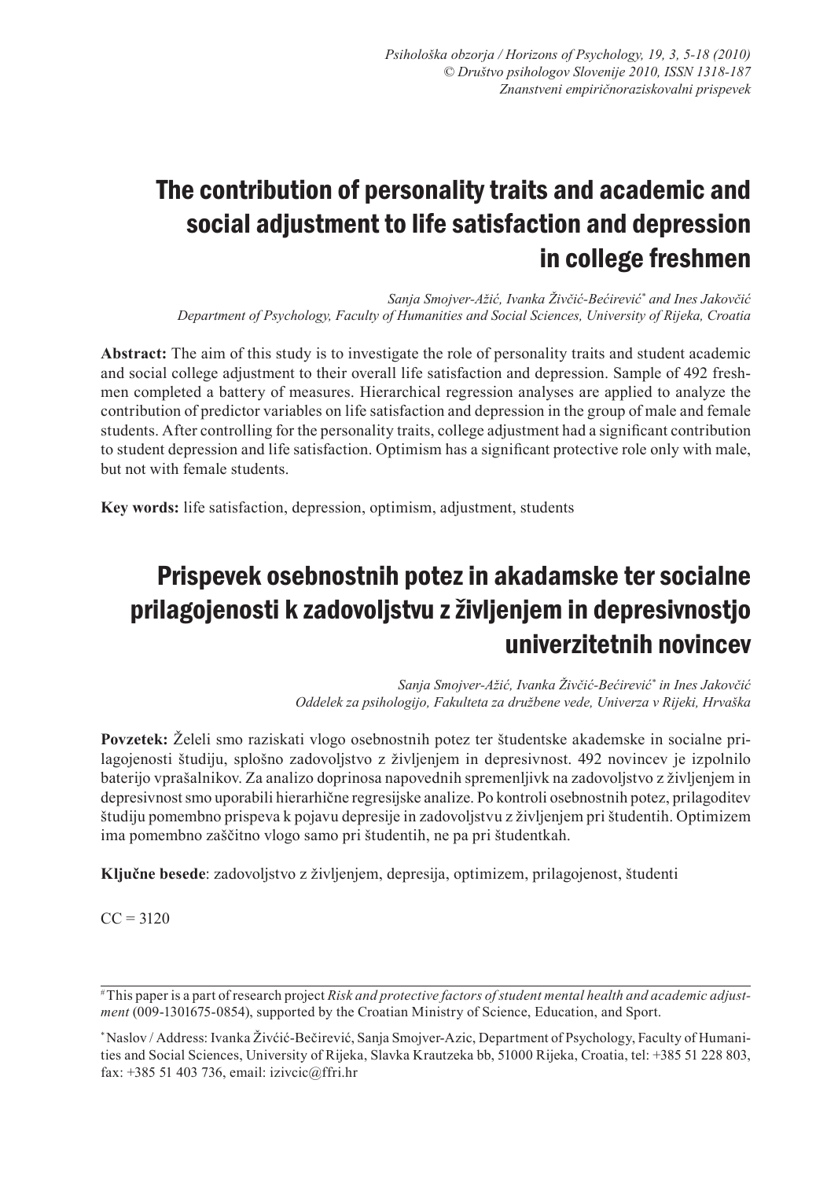# The contribution of personality traits and academic and social adjustment to life satisfaction and depression in college freshmen

*Sanja Smojver-Ažić, Ivanka Živčić-Bećirević\* and Ines Jakovčić*
*Department of Psychology, Faculty of Humanities and Social Sciences, University of Rijeka, Croatia*

**Abstract:** The aim of this study is to investigate the role of personality traits and student academic and social college adjustment to their overall life satisfaction and depression. Sample of 492 freshmen completed a battery of measures. Hierarchical regression analyses are applied to analyze the contribution of predictor variables on life satisfaction and depression in the group of male and female students. After controlling for the personality traits, college adjustment had a significant contribution to student depression and life satisfaction. Optimism has a significant protective role only with male, but not with female students.

**Key words:** life satisfaction, depression, optimism, adjustment, students

# Prispevek osebnostnih potez in akadamske ter socialne prilagojenosti k zadovoljstvu z življenjem in depresivnostjo univerzitetnih novincev

*Sanja Smojver-Ažić, Ivanka Živčić-Bećirević\* in Ines Jakovčić*
*Oddelek za psihologijo, Fakulteta za družbene vede, Univerza v Rijeki, Hrvaška*

**Povzetek:** Želeli smo raziskati vlogo osebnostnih potez ter študentske akademske in socialne prilagojenosti študiju, splošno zadovoljstvo z življenjem in depresivnost. 492 novincev je izpolnilo baterijo vprašalnikov. Za analizo doprinosa napovednih spremenljivk na zadovoljstvo z življenjem in depresivnost smo uporabili hierarhične regresijske analize. Po kontroli osebnostnih potez, prilagoditev študiju pomembno prispeva k pojavu depresije in zadovoljstvu z življenjem pri študentih. Optimizem ima pomembno zaščitno vlogo samo pri študentih, ne pa pri študentkah.

**Ključne besede**: zadovoljstvo z življenjem, depresija, optimizem, prilagojenost, študenti

CC = 3120

---

[#] This paper is a part of research project *Risk and protective factors of student mental health and academic adjustment* (009-1301675-0854), supported by the Croatian Ministry of Science, Education, and Sport.

\* Naslov / Address: Ivanka Živćić-Bečirević, Sanja Smojver-Azic, Department of Psychology, Faculty of Humanities and Social Sciences, University of Rijeka, Slavka Krautzeka bb, 51000 Rijeka, Croatia, tel: +385 51 228 803, fax: +385 51 403 736, email: izivcic@ffri.hr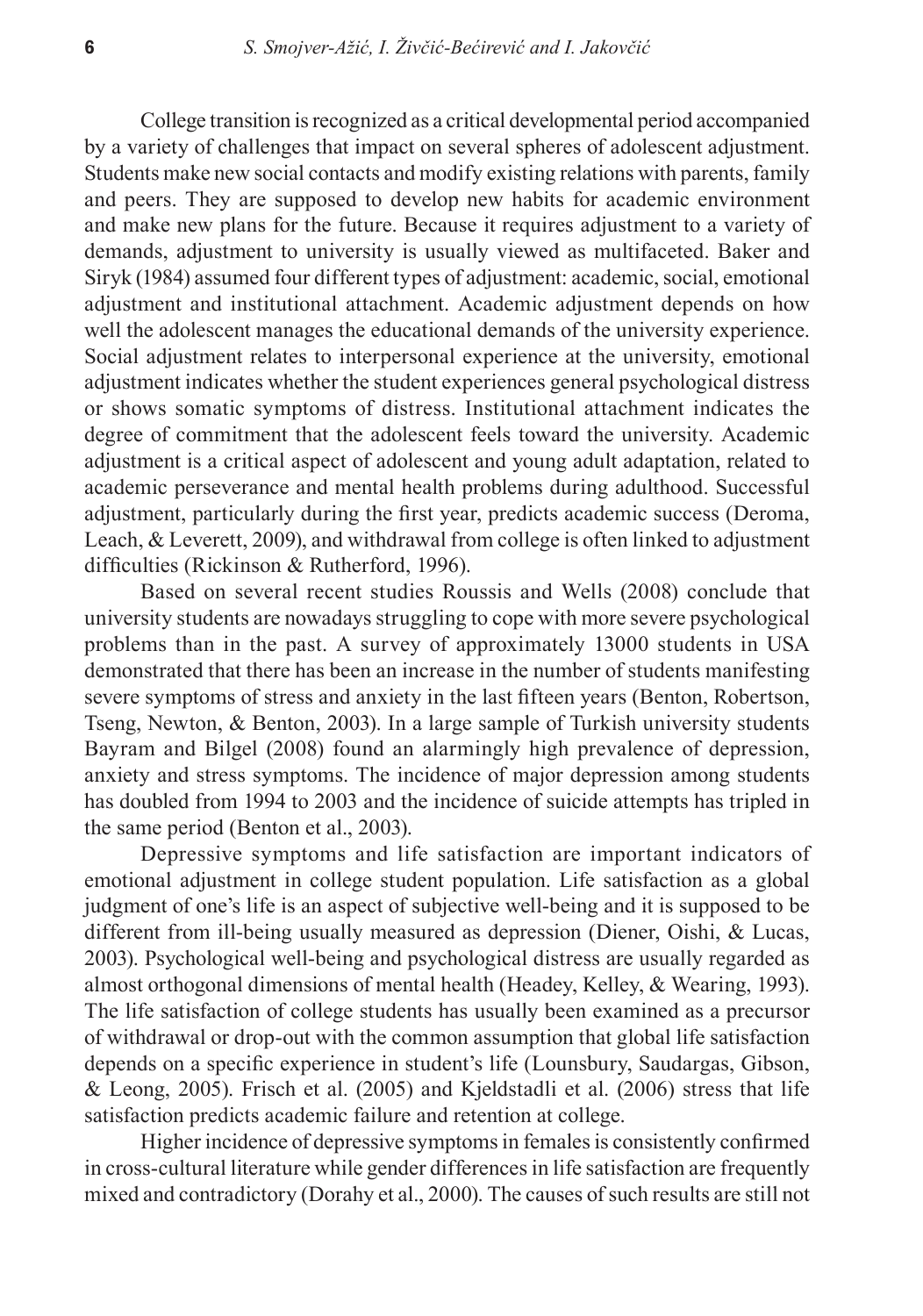College transition is recognized as a critical developmental period accompanied by a variety of challenges that impact on several spheres of adolescent adjustment. Students make new social contacts and modify existing relations with parents, family and peers. They are supposed to develop new habits for academic environment and make new plans for the future. Because it requires adjustment to a variety of demands, adjustment to university is usually viewed as multifaceted. Baker and Siryk (1984) assumed four different types of adjustment: academic, social, emotional adjustment and institutional attachment. Academic adjustment depends on how well the adolescent manages the educational demands of the university experience. Social adjustment relates to interpersonal experience at the university, emotional adjustment indicates whether the student experiences general psychological distress or shows somatic symptoms of distress. Institutional attachment indicates the degree of commitment that the adolescent feels toward the university. Academic adjustment is a critical aspect of adolescent and young adult adaptation, related to academic perseverance and mental health problems during adulthood. Successful adjustment, particularly during the first year, predicts academic success (Deroma, Leach, & Leverett, 2009), and withdrawal from college is often linked to adjustment difficulties (Rickinson & Rutherford, 1996).

Based on several recent studies Roussis and Wells (2008) conclude that university students are nowadays struggling to cope with more severe psychological problems than in the past. A survey of approximately 13000 students in USA demonstrated that there has been an increase in the number of students manifesting severe symptoms of stress and anxiety in the last fifteen years (Benton, Robertson, Tseng, Newton, & Benton, 2003). In a large sample of Turkish university students Bayram and Bilgel (2008) found an alarmingly high prevalence of depression, anxiety and stress symptoms. The incidence of major depression among students has doubled from 1994 to 2003 and the incidence of suicide attempts has tripled in the same period (Benton et al., 2003).

Depressive symptoms and life satisfaction are important indicators of emotional adjustment in college student population. Life satisfaction as a global judgment of one's life is an aspect of subjective well-being and it is supposed to be different from ill-being usually measured as depression (Diener, Oishi, & Lucas, 2003). Psychological well-being and psychological distress are usually regarded as almost orthogonal dimensions of mental health (Headey, Kelley, & Wearing, 1993). The life satisfaction of college students has usually been examined as a precursor of withdrawal or drop-out with the common assumption that global life satisfaction depends on a specific experience in student's life (Lounsbury, Saudargas, Gibson, & Leong, 2005). Frisch et al. (2005) and Kjeldstadli et al. (2006) stress that life satisfaction predicts academic failure and retention at college.

Higher incidence of depressive symptoms in females is consistently confirmed in cross-cultural literature while gender differences in life satisfaction are frequently mixed and contradictory (Dorahy et al., 2000). The causes of such results are still not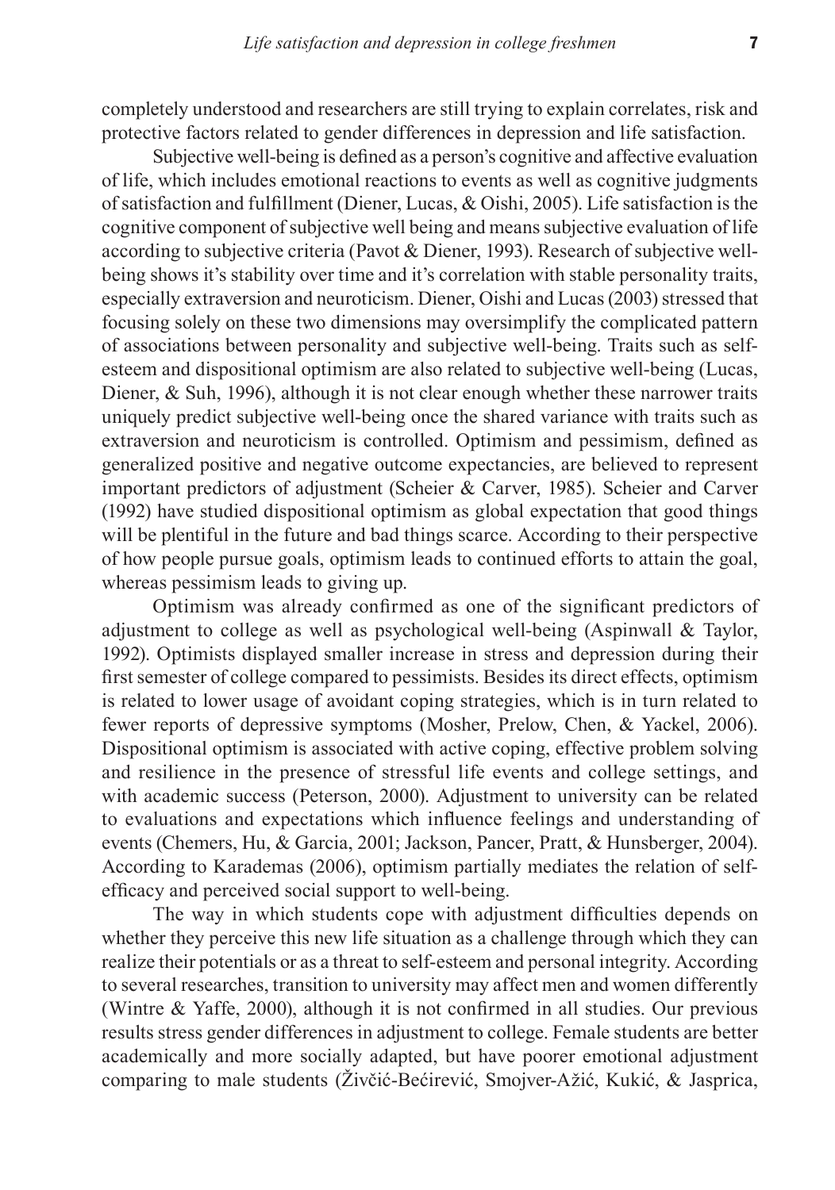completely understood and researchers are still trying to explain correlates, risk and protective factors related to gender differences in depression and life satisfaction.

Subjective well-being is defined as a person's cognitive and affective evaluation of life, which includes emotional reactions to events as well as cognitive judgments of satisfaction and fulfillment (Diener, Lucas, & Oishi, 2005). Life satisfaction is the cognitive component of subjective well being and means subjective evaluation of life according to subjective criteria (Pavot & Diener, 1993). Research of subjective well-being shows it's stability over time and it's correlation with stable personality traits, especially extraversion and neuroticism. Diener, Oishi and Lucas (2003) stressed that focusing solely on these two dimensions may oversimplify the complicated pattern of associations between personality and subjective well-being. Traits such as self-esteem and dispositional optimism are also related to subjective well-being (Lucas, Diener, & Suh, 1996), although it is not clear enough whether these narrower traits uniquely predict subjective well-being once the shared variance with traits such as extraversion and neuroticism is controlled. Optimism and pessimism, defined as generalized positive and negative outcome expectancies, are believed to represent important predictors of adjustment (Scheier & Carver, 1985). Scheier and Carver (1992) have studied dispositional optimism as global expectation that good things will be plentiful in the future and bad things scarce. According to their perspective of how people pursue goals, optimism leads to continued efforts to attain the goal, whereas pessimism leads to giving up.

Optimism was already confirmed as one of the significant predictors of adjustment to college as well as psychological well-being (Aspinwall & Taylor, 1992). Optimists displayed smaller increase in stress and depression during their first semester of college compared to pessimists. Besides its direct effects, optimism is related to lower usage of avoidant coping strategies, which is in turn related to fewer reports of depressive symptoms (Mosher, Prelow, Chen, & Yackel, 2006). Dispositional optimism is associated with active coping, effective problem solving and resilience in the presence of stressful life events and college settings, and with academic success (Peterson, 2000). Adjustment to university can be related to evaluations and expectations which influence feelings and understanding of events (Chemers, Hu, & Garcia, 2001; Jackson, Pancer, Pratt, & Hunsberger, 2004). According to Karademas (2006), optimism partially mediates the relation of self-efficacy and perceived social support to well-being.

The way in which students cope with adjustment difficulties depends on whether they perceive this new life situation as a challenge through which they can realize their potentials or as a threat to self-esteem and personal integrity. According to several researches, transition to university may affect men and women differently (Wintre & Yaffe, 2000), although it is not confirmed in all studies. Our previous results stress gender differences in adjustment to college. Female students are better academically and more socially adapted, but have poorer emotional adjustment comparing to male students (Živčić-Bećirević, Smojver-Ažić, Kukić, & Jasprica,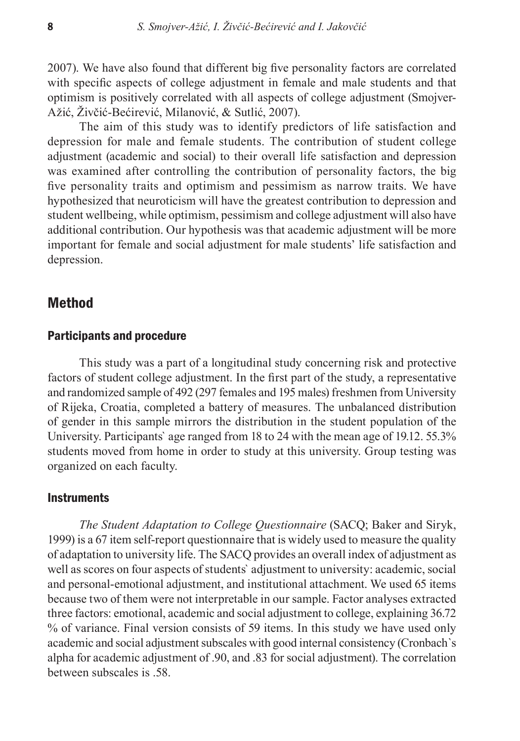2007). We have also found that different big five personality factors are correlated with specific aspects of college adjustment in female and male students and that optimism is positively correlated with all aspects of college adjustment (Smojver-Ažić, Živčić-Bećirević, Milanović, & Sutlić, 2007).

The aim of this study was to identify predictors of life satisfaction and depression for male and female students. The contribution of student college adjustment (academic and social) to their overall life satisfaction and depression was examined after controlling the contribution of personality factors, the big five personality traits and optimism and pessimism as narrow traits. We have hypothesized that neuroticism will have the greatest contribution to depression and student wellbeing, while optimism, pessimism and college adjustment will also have additional contribution. Our hypothesis was that academic adjustment will be more important for female and social adjustment for male students' life satisfaction and depression.

## Method

### Participants and procedure

This study was a part of a longitudinal study concerning risk and protective factors of student college adjustment. In the first part of the study, a representative and randomized sample of 492 (297 females and 195 males) freshmen from University of Rijeka, Croatia, completed a battery of measures. The unbalanced distribution of gender in this sample mirrors the distribution in the student population of the University. Participants` age ranged from 18 to 24 with the mean age of 19.12. 55.3% students moved from home in order to study at this university. Group testing was organized on each faculty.

### Instruments

*The Student Adaptation to College Questionnaire* (SACQ; Baker and Siryk, 1999) is a 67 item self-report questionnaire that is widely used to measure the quality of adaptation to university life. The SACQ provides an overall index of adjustment as well as scores on four aspects of students` adjustment to university: academic, social and personal-emotional adjustment, and institutional attachment. We used 65 items because two of them were not interpretable in our sample. Factor analyses extracted three factors: emotional, academic and social adjustment to college, explaining 36.72 % of variance. Final version consists of 59 items. In this study we have used only academic and social adjustment subscales with good internal consistency (Cronbach`s alpha for academic adjustment of .90, and .83 for social adjustment). The correlation between subscales is .58.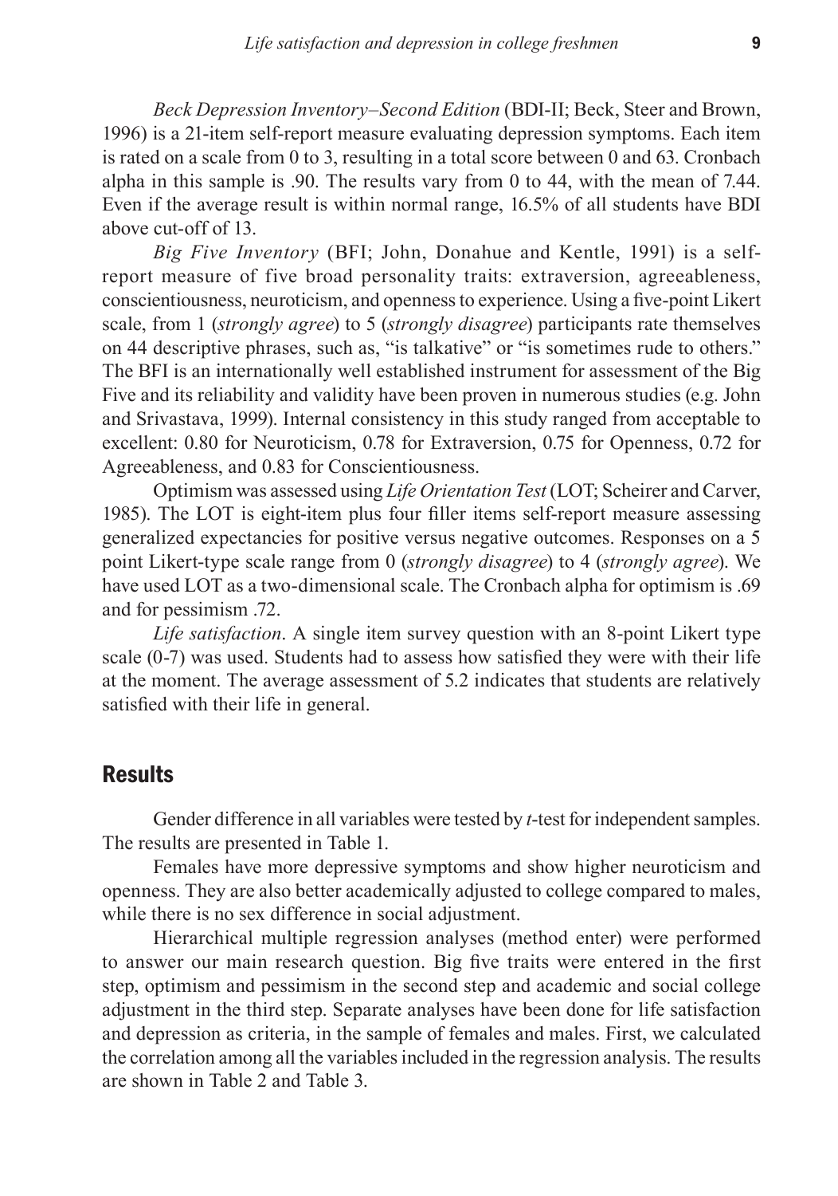*Beck Depression Inventory–Second Edition* (BDI-II; Beck, Steer and Brown, 1996) is a 21-item self-report measure evaluating depression symptoms. Each item is rated on a scale from 0 to 3, resulting in a total score between 0 and 63. Cronbach alpha in this sample is .90. The results vary from 0 to 44, with the mean of 7.44. Even if the average result is within normal range, 16.5% of all students have BDI above cut-off of 13.

*Big Five Inventory* (BFI; John, Donahue and Kentle, 1991) is a self-report measure of five broad personality traits: extraversion, agreeableness, conscientiousness, neuroticism, and openness to experience. Using a five-point Likert scale, from 1 (*strongly agree*) to 5 (*strongly disagree*) participants rate themselves on 44 descriptive phrases, such as, "is talkative" or "is sometimes rude to others." The BFI is an internationally well established instrument for assessment of the Big Five and its reliability and validity have been proven in numerous studies (e.g. John and Srivastava, 1999). Internal consistency in this study ranged from acceptable to excellent: 0.80 for Neuroticism, 0.78 for Extraversion, 0.75 for Openness, 0.72 for Agreeableness, and 0.83 for Conscientiousness.

Optimism was assessed using *Life Orientation Test* (LOT; Scheirer and Carver, 1985). The LOT is eight-item plus four filler items self-report measure assessing generalized expectancies for positive versus negative outcomes. Responses on a 5 point Likert-type scale range from 0 (*strongly disagree*) to 4 (*strongly agree*). We have used LOT as a two-dimensional scale. The Cronbach alpha for optimism is .69 and for pessimism .72.

*Life satisfaction*. A single item survey question with an 8-point Likert type scale (0-7) was used. Students had to assess how satisfied they were with their life at the moment. The average assessment of 5.2 indicates that students are relatively satisfied with their life in general.

## Results

Gender difference in all variables were tested by *t*-test for independent samples. The results are presented in Table 1.

Females have more depressive symptoms and show higher neuroticism and openness. They are also better academically adjusted to college compared to males, while there is no sex difference in social adjustment.

Hierarchical multiple regression analyses (method enter) were performed to answer our main research question. Big five traits were entered in the first step, optimism and pessimism in the second step and academic and social college adjustment in the third step. Separate analyses have been done for life satisfaction and depression as criteria, in the sample of females and males. First, we calculated the correlation among all the variables included in the regression analysis. The results are shown in Table 2 and Table 3.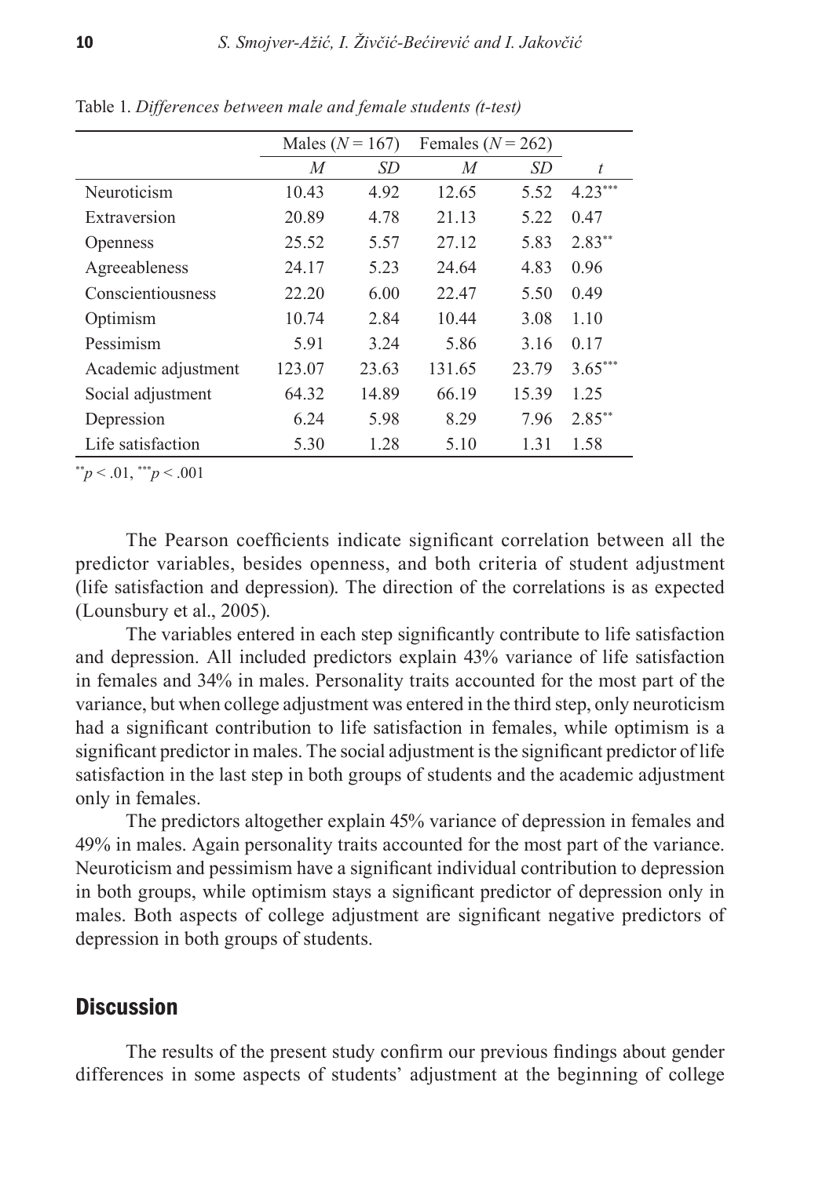Table 1. *Differences between male and female students (t-test)*

| | Males ($N = 167$) | | Females ($N = 262$) | | |
|---|---|---|---|---|---|
| | *M* | *SD* | *M* | *SD* | *t* |
| Neuroticism | 10.43 | 4.92 | 12.65 | 5.52 | $4.23^{***}$ |
| Extraversion | 20.89 | 4.78 | 21.13 | 5.22 | 0.47 |
| Openness | 25.52 | 5.57 | 27.12 | 5.83 | $2.83^{**}$ |
| Agreeableness | 24.17 | 5.23 | 24.64 | 4.83 | 0.96 |
| Conscientiousness | 22.20 | 6.00 | 22.47 | 5.50 | 0.49 |
| Optimism | 10.74 | 2.84 | 10.44 | 3.08 | 1.10 |
| Pessimism | 5.91 | 3.24 | 5.86 | 3.16 | 0.17 |
| Academic adjustment | 123.07 | 23.63 | 131.65 | 23.79 | $3.65^{***}$ |
| Social adjustment | 64.32 | 14.89 | 66.19 | 15.39 | 1.25 |
| Depression | 6.24 | 5.98 | 8.29 | 7.96 | $2.85^{**}$ |
| Life satisfaction | 5.30 | 1.28 | 5.10 | 1.31 | 1.58 |

$^{**}p < .01$, $^{***}p < .001$

The Pearson coefficients indicate significant correlation between all the predictor variables, besides openness, and both criteria of student adjustment (life satisfaction and depression). The direction of the correlations is as expected (Lounsbury et al., 2005).

The variables entered in each step significantly contribute to life satisfaction and depression. All included predictors explain 43% variance of life satisfaction in females and 34% in males. Personality traits accounted for the most part of the variance, but when college adjustment was entered in the third step, only neuroticism had a significant contribution to life satisfaction in females, while optimism is a significant predictor in males. The social adjustment is the significant predictor of life satisfaction in the last step in both groups of students and the academic adjustment only in females.

The predictors altogether explain 45% variance of depression in females and 49% in males. Again personality traits accounted for the most part of the variance. Neuroticism and pessimism have a significant individual contribution to depression in both groups, while optimism stays a significant predictor of depression only in males. Both aspects of college adjustment are significant negative predictors of depression in both groups of students.

## Discussion

The results of the present study confirm our previous findings about gender differences in some aspects of students' adjustment at the beginning of college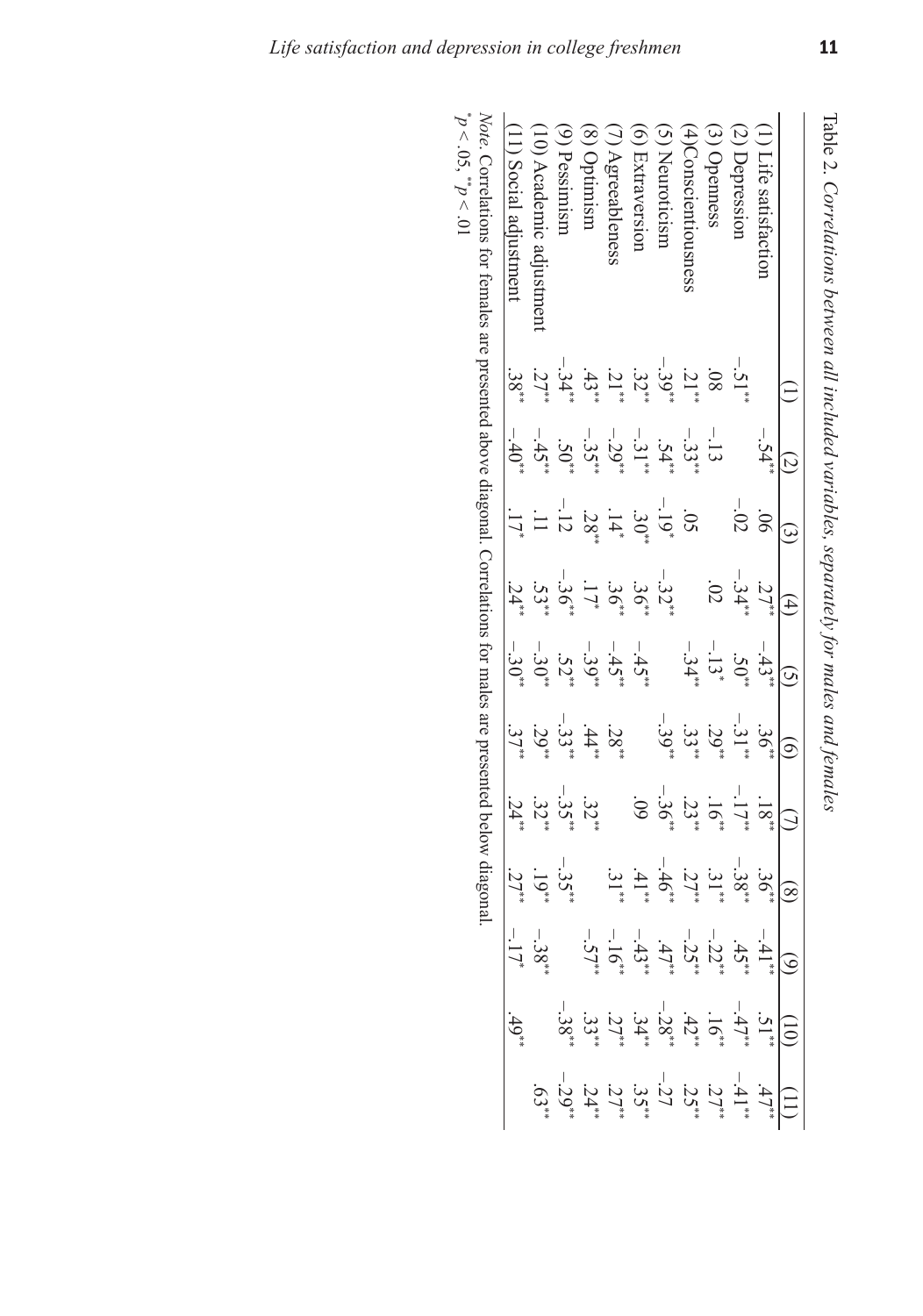Table 2. *Correlations between all included variables, separately for males and females*

| | (1) | (2) | (3) | (4) | (5) | (6) | (7) | (8) | (9) | (10) | (11) |
|---|---|---|---|---|---|---|---|---|---|---|---|
| (1) Life satisfaction | | –.54** | .06 | .27** | –.43** | .36** | .18** | .36** | –.41** | .51** | .47** |
| (2) Depression | –.51** | | –.02 | –.34** | .50** | –.31** | –.17** | –.38** | .45** | –.47** | –.41** |
| (3) Openness | .08 | –.13 | | .02 | –.13* | .29** | .16** | .31** | –.22** | .16** | .27** |
| (4)Conscientiousness | .21** | –.33** | .05 | | –.34** | .33** | .23** | .27** | –.25** | .42** | .25** |
| (5) Neuroticism | –.39** | .54** | –.19* | –.32** | | –.39** | –.36** | –.46** | .47** | –.28** | –.27 |
| (6) Extraversion | .32** | –.31** | .30** | .36** | –.45** | | .09 | .41** | –.43** | .34** | .35** |
| (7) Agreeableness | .21** | –.29** | .14* | .36** | –.45** | .28** | | .31** | –.16** | .27** | .27** |
| (8) Optimism | .43** | –.35** | .28** | .17* | –.39** | .44** | .32** | | –.57** | .33** | .24** |
| (9) Pessimism | –.34** | .50** | –.12 | –.36** | .52** | –.33** | –.35** | –.35** | | –.38** | –.29** |
| (10) Academic adjustment | .27** | –.45** | .11 | .53** | –.30** | .29** | .32** | .19** | –.38** | | .63** |
| (11) Social adjustment | .38** | –.40** | .17* | .24** | –.30** | .37** | .24** | .27** | –.17* | .49** | |

*Note.* Correlations for females are presented above diagonal. Correlations for males are presented below diagonal.
*$p < .05$, **$p < .01$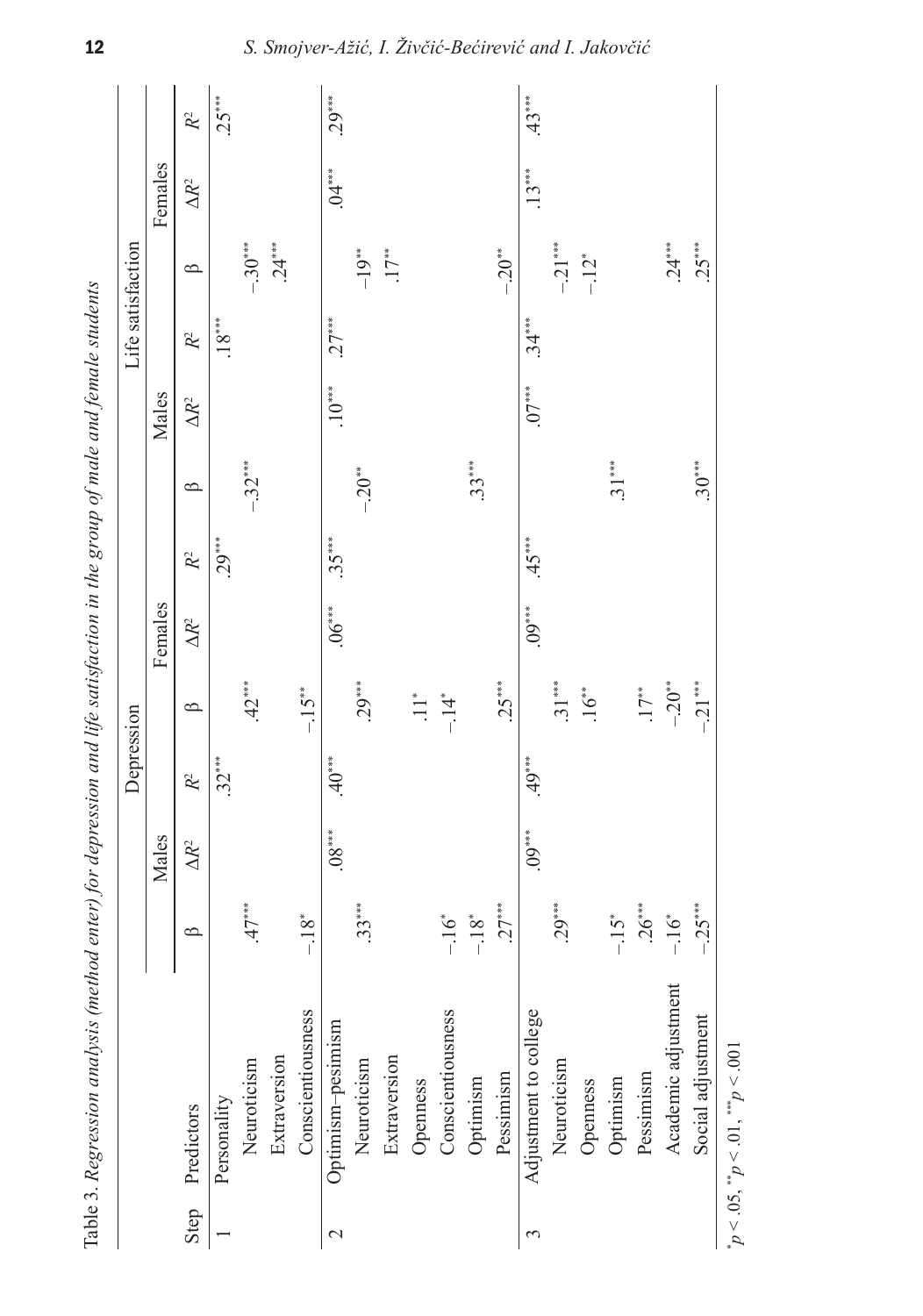Table 3. *Regression analysis (method enter) for depression and life satisfaction in the group of male and female students*

| | | Depression | | | | | | Life satisfaction | | | | | |
|---|---|---|---|---|---|---|---|---|---|---|---|---|---|
| | | Males | | | Females | | | Males | | | Females | | |
| Step | Predictors | β | $\Delta R^2$ | $R^2$ | β | $\Delta R^2$ | $R^2$ | β | $\Delta R^2$ | $R^2$ | β | $\Delta R^2$ | $R^2$ |
| 1 | Personality | | | .32*** | | | .29*** | | | .18*** | | | .25*** |
| | Neuroticism | .47*** | | | .42*** | | | –.32*** | | | –.30*** | | |
| | Extraversion | | | | | | | | | | .24*** | | |
| | Conscientiousness | –.18* | | | –.15** | | | | | | | | |
| 2 | Optimism–pesimism | | .08*** | .40*** | | .06*** | .35*** | | .10*** | .27*** | | .04*** | .29*** |
| | Neuroticism | .33*** | | | .29*** | | | –.20** | | | –.19** | | |
| | Extraversion | | | | | | | | | | .17** | | |
| | Openness | | | | .11* | | | | | | | | |
| | Conscientiousness | –.16* | | | –.14* | | | | | | | | |
| | Optimism | –.18* | | | | | | .33*** | | | | | |
| | Pessimism | .27*** | | | .25*** | | | | | | –.20** | | |
| 3 | Adjustment to college | | .09*** | .49*** | | .09*** | .45*** | | .07*** | .34*** | | .13*** | .43*** |
| | Neuroticism | .29*** | | | .31*** | | | | | | –.21*** | | |
| | Openness | | | | .16** | | | | | | –.12* | | |
| | Optimism | –.15* | | | | | | .31*** | | | | | |
| | Pessimism | .26*** | | | .17** | | | | | | | | |
| | Academic adjustment | –.16* | | | –.20** | | | | | | .24*** | | |
| | Social adjustment | –.25*** | | | –.21*** | | | .30*** | | | .25*** | | |

*$p < .05$, **$p < .01$, ***$p < .001$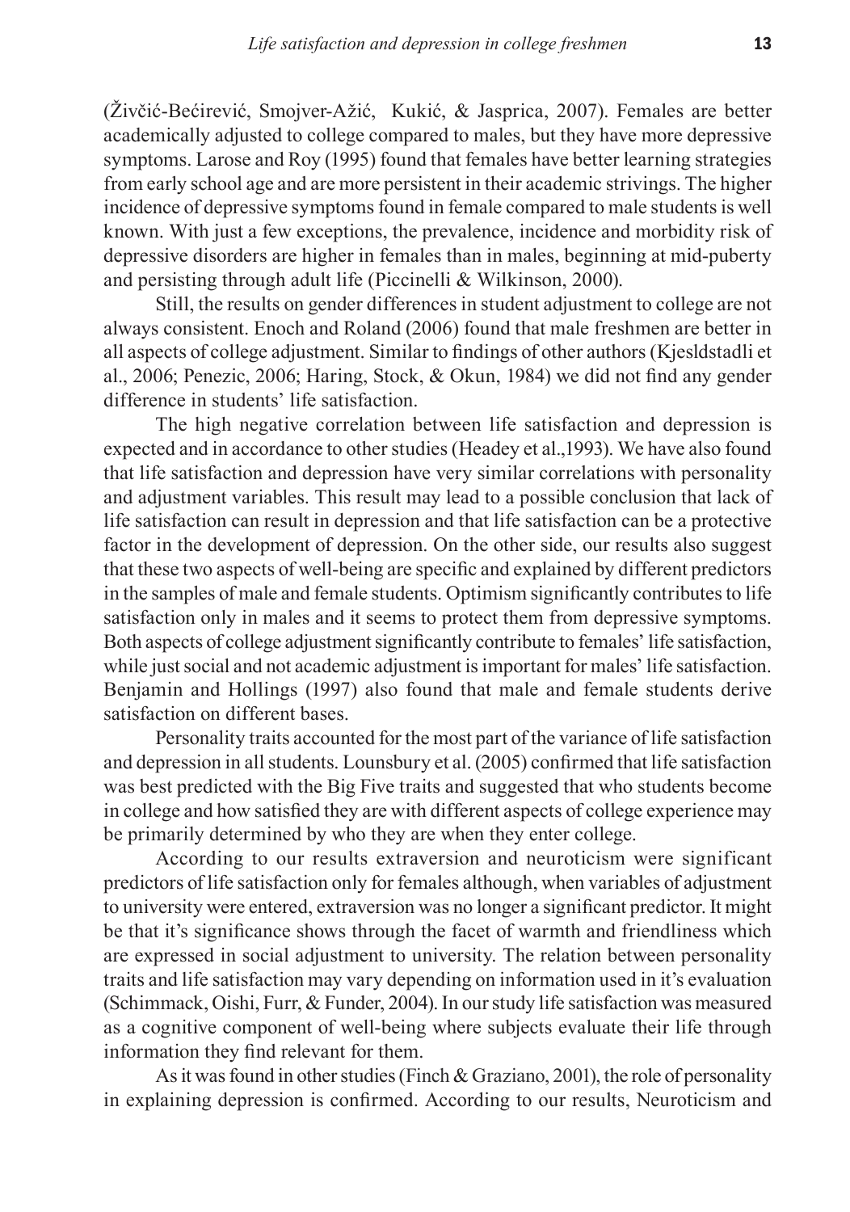(Živčić-Bećirević, Smojver-Ažić, Kukić, & Jasprica, 2007). Females are better academically adjusted to college compared to males, but they have more depressive symptoms. Larose and Roy (1995) found that females have better learning strategies from early school age and are more persistent in their academic strivings. The higher incidence of depressive symptoms found in female compared to male students is well known. With just a few exceptions, the prevalence, incidence and morbidity risk of depressive disorders are higher in females than in males, beginning at mid-puberty and persisting through adult life (Piccinelli & Wilkinson, 2000).

Still, the results on gender differences in student adjustment to college are not always consistent. Enoch and Roland (2006) found that male freshmen are better in all aspects of college adjustment. Similar to findings of other authors (Kjesldstadli et al., 2006; Penezic, 2006; Haring, Stock, & Okun, 1984) we did not find any gender difference in students' life satisfaction.

The high negative correlation between life satisfaction and depression is expected and in accordance to other studies (Headey et al.,1993). We have also found that life satisfaction and depression have very similar correlations with personality and adjustment variables. This result may lead to a possible conclusion that lack of life satisfaction can result in depression and that life satisfaction can be a protective factor in the development of depression. On the other side, our results also suggest that these two aspects of well-being are specific and explained by different predictors in the samples of male and female students. Optimism significantly contributes to life satisfaction only in males and it seems to protect them from depressive symptoms. Both aspects of college adjustment significantly contribute to females' life satisfaction, while just social and not academic adjustment is important for males' life satisfaction. Benjamin and Hollings (1997) also found that male and female students derive satisfaction on different bases.

Personality traits accounted for the most part of the variance of life satisfaction and depression in all students. Lounsbury et al. (2005) confirmed that life satisfaction was best predicted with the Big Five traits and suggested that who students become in college and how satisfied they are with different aspects of college experience may be primarily determined by who they are when they enter college.

According to our results extraversion and neuroticism were significant predictors of life satisfaction only for females although, when variables of adjustment to university were entered, extraversion was no longer a significant predictor. It might be that it's significance shows through the facet of warmth and friendliness which are expressed in social adjustment to university. The relation between personality traits and life satisfaction may vary depending on information used in it's evaluation (Schimmack, Oishi, Furr, & Funder, 2004). In our study life satisfaction was measured as a cognitive component of well-being where subjects evaluate their life through information they find relevant for them.

As it was found in other studies (Finch & Graziano, 2001), the role of personality in explaining depression is confirmed. According to our results, Neuroticism and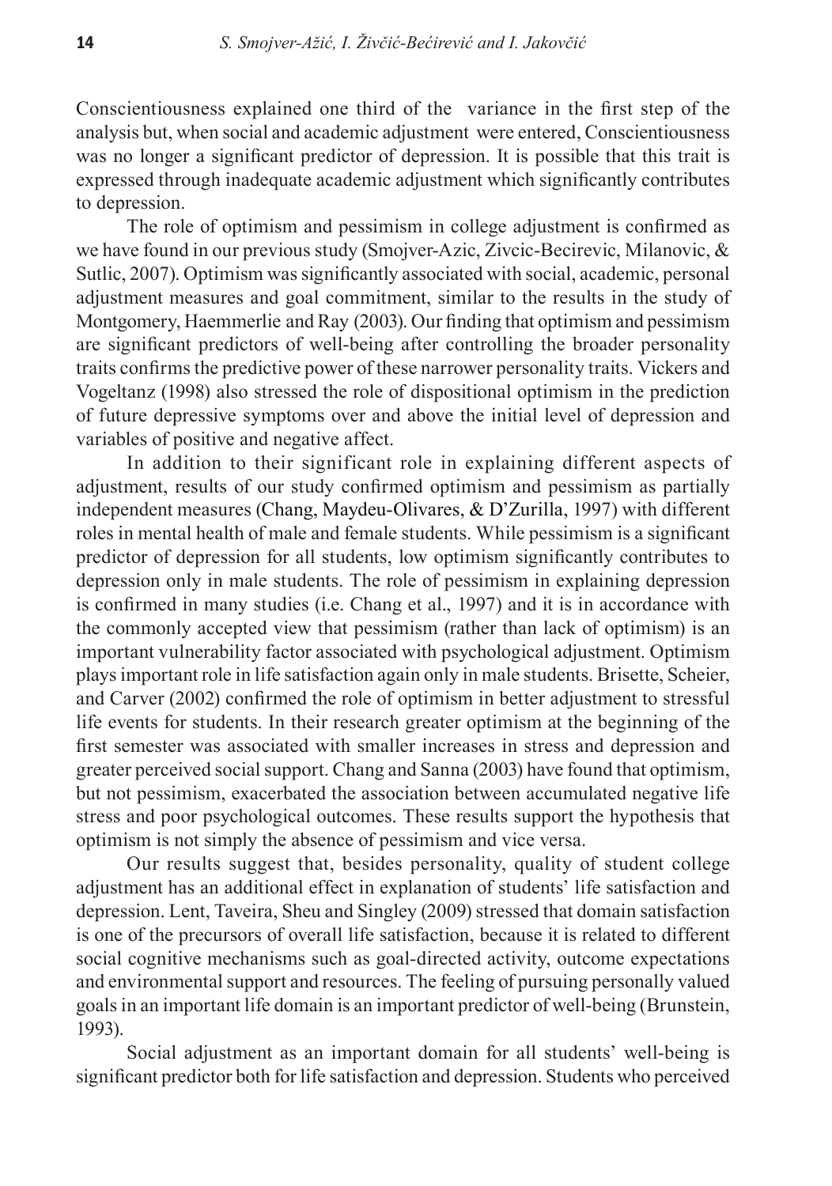Conscientiousness explained one third of the variance in the first step of the analysis but, when social and academic adjustment were entered, Conscientiousness was no longer a significant predictor of depression. It is possible that this trait is expressed through inadequate academic adjustment which significantly contributes to depression.

The role of optimism and pessimism in college adjustment is confirmed as we have found in our previous study (Smojver-Azic, Zivcic-Becirevic, Milanovic, & Sutlic, 2007). Optimism was significantly associated with social, academic, personal adjustment measures and goal commitment, similar to the results in the study of Montgomery, Haemmerlie and Ray (2003). Our finding that optimism and pessimism are significant predictors of well-being after controlling the broader personality traits confirms the predictive power of these narrower personality traits. Vickers and Vogeltanz (1998) also stressed the role of dispositional optimism in the prediction of future depressive symptoms over and above the initial level of depression and variables of positive and negative affect.

In addition to their significant role in explaining different aspects of adjustment, results of our study confirmed optimism and pessimism as partially independent measures (Chang, Maydeu-Olivares, & D'Zurilla, 1997) with different roles in mental health of male and female students. While pessimism is a significant predictor of depression for all students, low optimism significantly contributes to depression only in male students. The role of pessimism in explaining depression is confirmed in many studies (i.e. Chang et al., 1997) and it is in accordance with the commonly accepted view that pessimism (rather than lack of optimism) is an important vulnerability factor associated with psychological adjustment. Optimism plays important role in life satisfaction again only in male students. Brisette, Scheier, and Carver (2002) confirmed the role of optimism in better adjustment to stressful life events for students. In their research greater optimism at the beginning of the first semester was associated with smaller increases in stress and depression and greater perceived social support. Chang and Sanna (2003) have found that optimism, but not pessimism, exacerbated the association between accumulated negative life stress and poor psychological outcomes. These results support the hypothesis that optimism is not simply the absence of pessimism and vice versa.

Our results suggest that, besides personality, quality of student college adjustment has an additional effect in explanation of students' life satisfaction and depression. Lent, Taveira, Sheu and Singley (2009) stressed that domain satisfaction is one of the precursors of overall life satisfaction, because it is related to different social cognitive mechanisms such as goal-directed activity, outcome expectations and environmental support and resources. The feeling of pursuing personally valued goals in an important life domain is an important predictor of well-being (Brunstein, 1993).

Social adjustment as an important domain for all students' well-being is significant predictor both for life satisfaction and depression. Students who perceived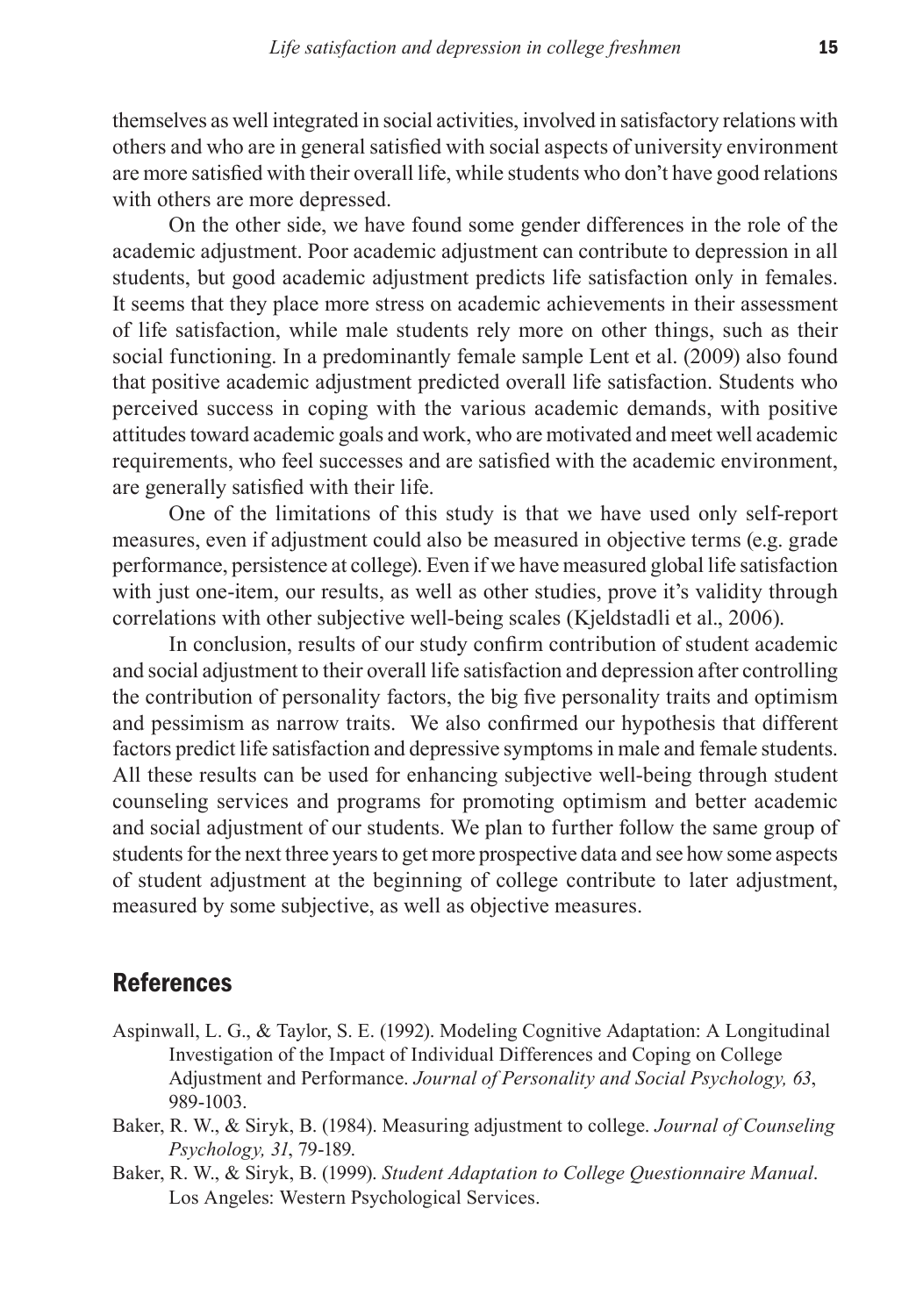themselves as well integrated in social activities, involved in satisfactory relations with others and who are in general satisfied with social aspects of university environment are more satisfied with their overall life, while students who don't have good relations with others are more depressed.

On the other side, we have found some gender differences in the role of the academic adjustment. Poor academic adjustment can contribute to depression in all students, but good academic adjustment predicts life satisfaction only in females. It seems that they place more stress on academic achievements in their assessment of life satisfaction, while male students rely more on other things, such as their social functioning. In a predominantly female sample Lent et al. (2009) also found that positive academic adjustment predicted overall life satisfaction. Students who perceived success in coping with the various academic demands, with positive attitudes toward academic goals and work, who are motivated and meet well academic requirements, who feel successes and are satisfied with the academic environment, are generally satisfied with their life.

One of the limitations of this study is that we have used only self-report measures, even if adjustment could also be measured in objective terms (e.g. grade performance, persistence at college). Even if we have measured global life satisfaction with just one-item, our results, as well as other studies, prove it's validity through correlations with other subjective well-being scales (Kjeldstadli et al., 2006).

In conclusion, results of our study confirm contribution of student academic and social adjustment to their overall life satisfaction and depression after controlling the contribution of personality factors, the big five personality traits and optimism and pessimism as narrow traits. We also confirmed our hypothesis that different factors predict life satisfaction and depressive symptoms in male and female students. All these results can be used for enhancing subjective well-being through student counseling services and programs for promoting optimism and better academic and social adjustment of our students. We plan to further follow the same group of students for the next three years to get more prospective data and see how some aspects of student adjustment at the beginning of college contribute to later adjustment, measured by some subjective, as well as objective measures.

## References

Aspinwall, L. G., & Taylor, S. E. (1992). Modeling Cognitive Adaptation: A Longitudinal Investigation of the Impact of Individual Differences and Coping on College Adjustment and Performance. *Journal of Personality and Social Psychology, 63*, 989-1003.

Baker, R. W., & Siryk, B. (1984). Measuring adjustment to college. *Journal of Counseling Psychology, 31*, 79-189.

Baker, R. W., & Siryk, B. (1999). *Student Adaptation to College Questionnaire Manual*. Los Angeles: Western Psychological Services.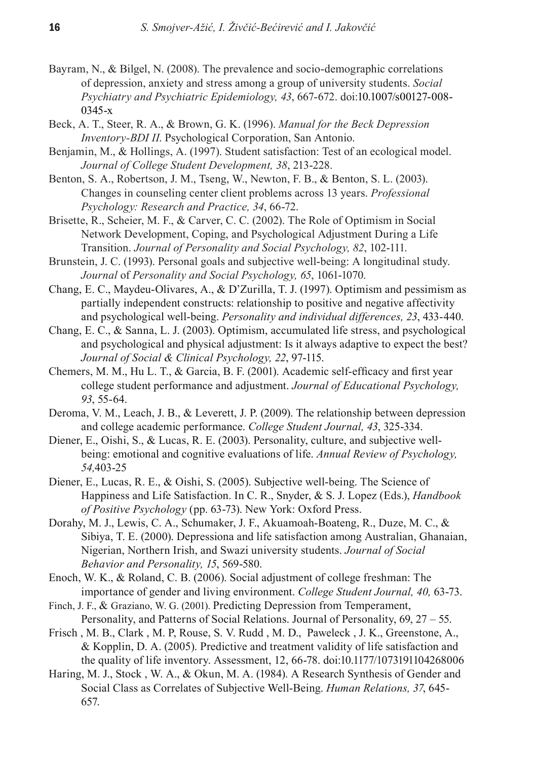Bayram, N., & Bilgel, N. (2008). The prevalence and socio-demographic correlations of depression, anxiety and stress among a group of university students. *Social Psychiatry and Psychiatric Epidemiology, 43*, 667-672. doi:10.1007/s00127-008-0345-x

Beck, A. T., Steer, R. A., & Brown, G. K. (1996). *Manual for the Beck Depression Inventory-BDI II*. Psychological Corporation, San Antonio.

Benjamin, M., & Hollings, A. (1997). Student satisfaction: Test of an ecological model. *Journal of College Student Development, 38*, 213-228.

Benton, S. A., Robertson, J. M., Tseng, W., Newton, F. B., & Benton, S. L. (2003). Changes in counseling center client problems across 13 years. *Professional Psychology: Research and Practice, 34*, 66-72.

Brisette, R., Scheier, M. F., & Carver, C. C. (2002). The Role of Optimism in Social Network Development, Coping, and Psychological Adjustment During a Life Transition. *Journal of Personality and Social Psychology, 82*, 102-111.

Brunstein, J. C. (1993). Personal goals and subjective well-being: A longitudinal study. *Journal* of *Personality and Social Psychology, 65*, 1061-1070.

Chang, E. C., Maydeu-Olivares, A., & D'Zurilla, T. J. (1997). Optimism and pessimism as partially independent constructs: relationship to positive and negative affectivity and psychological well-being. *Personality and individual differences, 23*, 433-440.

Chang, E. C., & Sanna, L. J. (2003). Optimism, accumulated life stress, and psychological and psychological and physical adjustment: Is it always adaptive to expect the best? *Journal of Social & Clinical Psychology, 22*, 97-115.

Chemers, M. M., Hu L. T., & Garcia, B. F. (2001). Academic self-efficacy and first year college student performance and adjustment. *Journal of Educational Psychology, 93*, 55-64.

Deroma, V. M., Leach, J. B., & Leverett, J. P. (2009). The relationship between depression and college academic performance. *College Student Journal, 43*, 325-334.

Diener, E., Oishi, S., & Lucas, R. E. (2003). Personality, culture, and subjective well-being: emotional and cognitive evaluations of life. *Annual Review of Psychology, 54,*403-25

Diener, E., Lucas, R. E., & Oishi, S. (2005). Subjective well-being. The Science of Happiness and Life Satisfaction. In C. R., Snyder, & S. J. Lopez (Eds.), *Handbook of Positive Psychology* (pp. 63-73). New York: Oxford Press.

Dorahy, M. J., Lewis, C. A., Schumaker, J. F., Akuamoah-Boateng, R., Duze, M. C., & Sibiya, T. E. (2000). Depressiona and life satisfaction among Australian, Ghanaian, Nigerian, Northern Irish, and Swazi university students. *Journal of Social Behavior and Personality, 15*, 569-580.

Enoch, W. K., & Roland, C. B. (2006). Social adjustment of college freshman: The importance of gender and living environment. *College Student Journal, 40,* 63-73.

Finch, J. F., & Graziano, W. G. (2001). Predicting Depression from Temperament, Personality, and Patterns of Social Relations. Journal of Personality, 69, 27 – 55.

Frisch , M. B., Clark , M. P, Rouse, S. V. Rudd , M. D., Paweleck , J. K., Greenstone, A., & Kopplin, D. A. (2005). Predictive and treatment validity of life satisfaction and the quality of life inventory. Assessment, 12, 66-78. doi:10.1177/1073191104268006

Haring, M. J., Stock , W. A., & Okun, M. A. (1984). A Research Synthesis of Gender and Social Class as Correlates of Subjective Well-Being. *Human Relations, 37*, 645-657.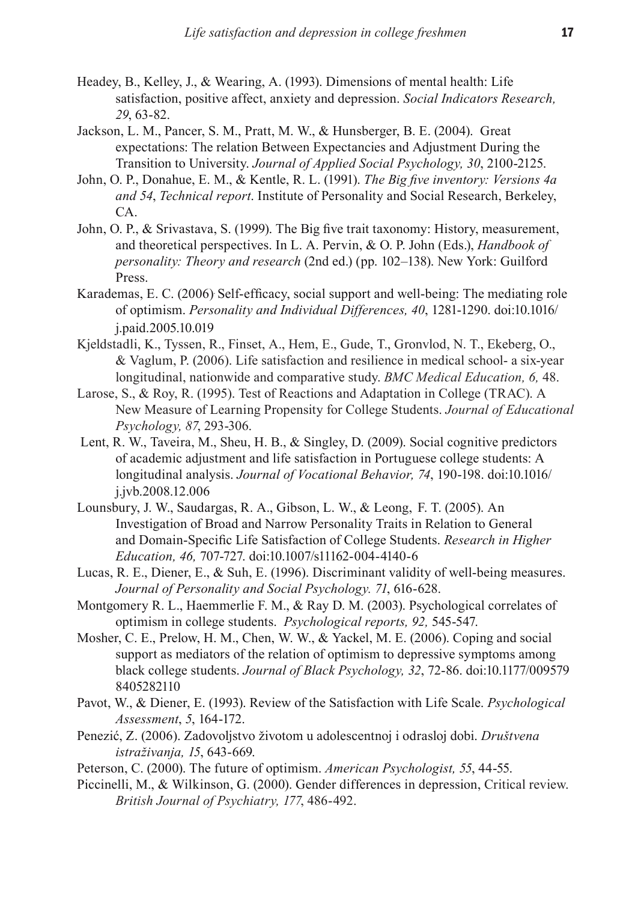Headey, B., Kelley, J., & Wearing, A. (1993). Dimensions of mental health: Life satisfaction, positive affect, anxiety and depression. *Social Indicators Research, 29*, 63-82.

Jackson, L. M., Pancer, S. M., Pratt, M. W., & Hunsberger, B. E. (2004). Great expectations: The relation Between Expectancies and Adjustment During the Transition to University. *Journal of Applied Social Psychology, 30*, 2100-2125.

John, O. P., Donahue, E. M., & Kentle, R. L. (1991). *The Big five inventory: Versions 4a and 54*, *Technical report*. Institute of Personality and Social Research, Berkeley, CA.

John, O. P., & Srivastava, S. (1999). The Big five trait taxonomy: History, measurement, and theoretical perspectives. In L. A. Pervin, & O. P. John (Eds.), *Handbook of personality: Theory and research* (2nd ed.) (pp. 102–138). New York: Guilford Press.

Karademas, E. C. (2006). Self-efficacy, social support and well-being: The mediating role of optimism. *Personality and Individual Differences, 40*, 1281-1290. doi:10.1016/j.paid.2005.10.019

Kjeldstadli, K., Tyssen, R., Finset, A., Hem, E., Gude, T., Gronvlod, N. T., Ekeberg, O., & Vaglum, P. (2006). Life satisfaction and resilience in medical school- a six-year longitudinal, nationwide and comparative study. *BMC Medical Education, 6,* 48.

Larose, S., & Roy, R. (1995). Test of Reactions and Adaptation in College (TRAC). A New Measure of Learning Propensity for College Students. *Journal of Educational Psychology, 87*, 293-306.

Lent, R. W., Taveira, M., Sheu, H. B., & Singley, D. (2009). Social cognitive predictors of academic adjustment and life satisfaction in Portuguese college students: A longitudinal analysis. *Journal of Vocational Behavior, 74*, 190-198. doi:10.1016/j.jvb.2008.12.006

Lounsbury, J. W., Saudargas, R. A., Gibson, L. W., & Leong, F. T. (2005). An Investigation of Broad and Narrow Personality Traits in Relation to General and Domain-Specific Life Satisfaction of College Students. *Research in Higher Education, 46,* 707-727. doi:10.1007/s11162-004-4140-6

Lucas, R. E., Diener, E., & Suh, E. (1996). Discriminant validity of well-being measures. *Journal of Personality and Social Psychology. 71*, 616-628.

Montgomery R. L., Haemmerlie F. M., & Ray D. M. (2003). Psychological correlates of optimism in college students. *Psychological reports, 92,* 545-547.

Mosher, C. E., Prelow, H. M., Chen, W. W., & Yackel, M. E. (2006). Coping and social support as mediators of the relation of optimism to depressive symptoms among black college students. *Journal of Black Psychology, 32*, 72-86. doi:10.1177/0095798405282110

Pavot, W., & Diener, E. (1993). Review of the Satisfaction with Life Scale. *Psychological Assessment*, *5*, 164-172.

Penezić, Z. (2006). Zadovoljstvo životom u adolescentnoj i odrasloj dobi. *Društvena istraživanja, 15*, 643-669.

Peterson, C. (2000). The future of optimism. *American Psychologist, 55*, 44-55.

Piccinelli, M., & Wilkinson, G. (2000). Gender differences in depression, Critical review. *British Journal of Psychiatry, 177*, 486-492.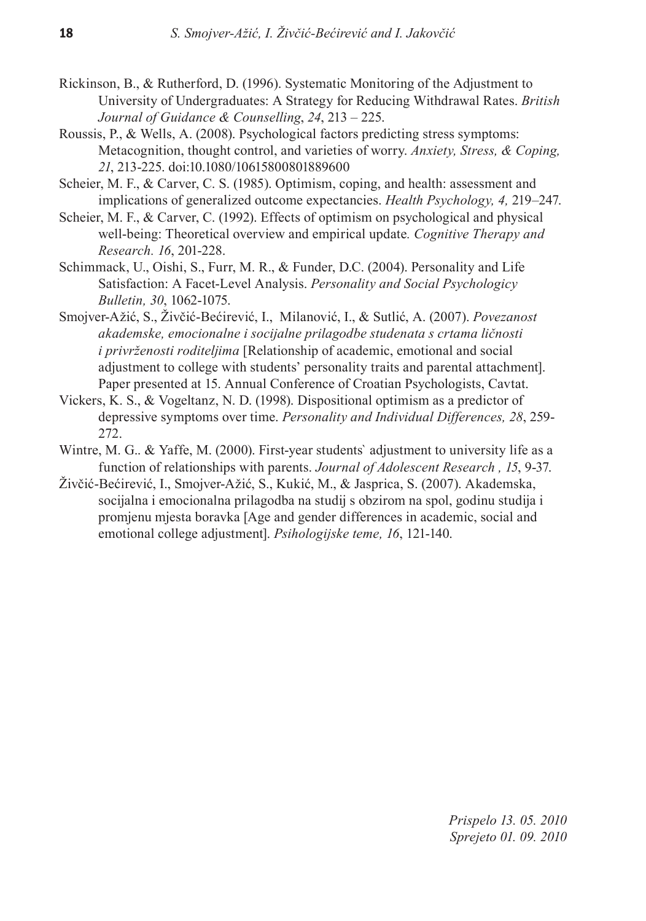Rickinson, B., & Rutherford, D. (1996). Systematic Monitoring of the Adjustment to University of Undergraduates: A Strategy for Reducing Withdrawal Rates. *British Journal of Guidance & Counselling*, *24*, 213 – 225.

Roussis, P., & Wells, A. (2008). Psychological factors predicting stress symptoms: Metacognition, thought control, and varieties of worry. *Anxiety, Stress, & Coping, 21*, 213-225. doi:10.1080/10615800801889600

Scheier, M. F., & Carver, C. S. (1985). Optimism, coping, and health: assessment and implications of generalized outcome expectancies. *Health Psychology, 4,* 219–247.

Scheier, M. F., & Carver, C. (1992). Effects of optimism on psychological and physical well-being: Theoretical overview and empirical update*. Cognitive Therapy and Research. 16*, 201-228.

Schimmack, U., Oishi, S., Furr, M. R., & Funder, D.C. (2004). Personality and Life Satisfaction: A Facet-Level Analysis. *Personality and Social Psychologicy Bulletin, 30*, 1062-1075.

Smojver-Ažić, S., Živčić-Bećirević, I., Milanović, I., & Sutlić, A. (2007). *Povezanost akademske, emocionalne i socijalne prilagodbe studenata s crtama ličnosti i privrženosti roditeljima* [Relationship of academic, emotional and social adjustment to college with students' personality traits and parental attachment]. Paper presented at 15. Annual Conference of Croatian Psychologists, Cavtat.

Vickers, K. S., & Vogeltanz, N. D. (1998). Dispositional optimism as a predictor of depressive symptoms over time. *Personality and Individual Differences, 28*, 259-272.

Wintre, M. G.. & Yaffe, M. (2000). First-year students` adjustment to university life as a function of relationships with parents. *Journal of Adolescent Research , 15*, 9-37.

Živčić-Bećirević, I., Smojver-Ažić, S., Kukić, M., & Jasprica, S. (2007). Akademska, socijalna i emocionalna prilagodba na studij s obzirom na spol, godinu studija i promjenu mjesta boravka [Age and gender differences in academic, social and emotional college adjustment]. *Psihologijske teme, 16*, 121-140.

*Prispelo 13. 05. 2010*
*Sprejeto 01. 09. 2010*